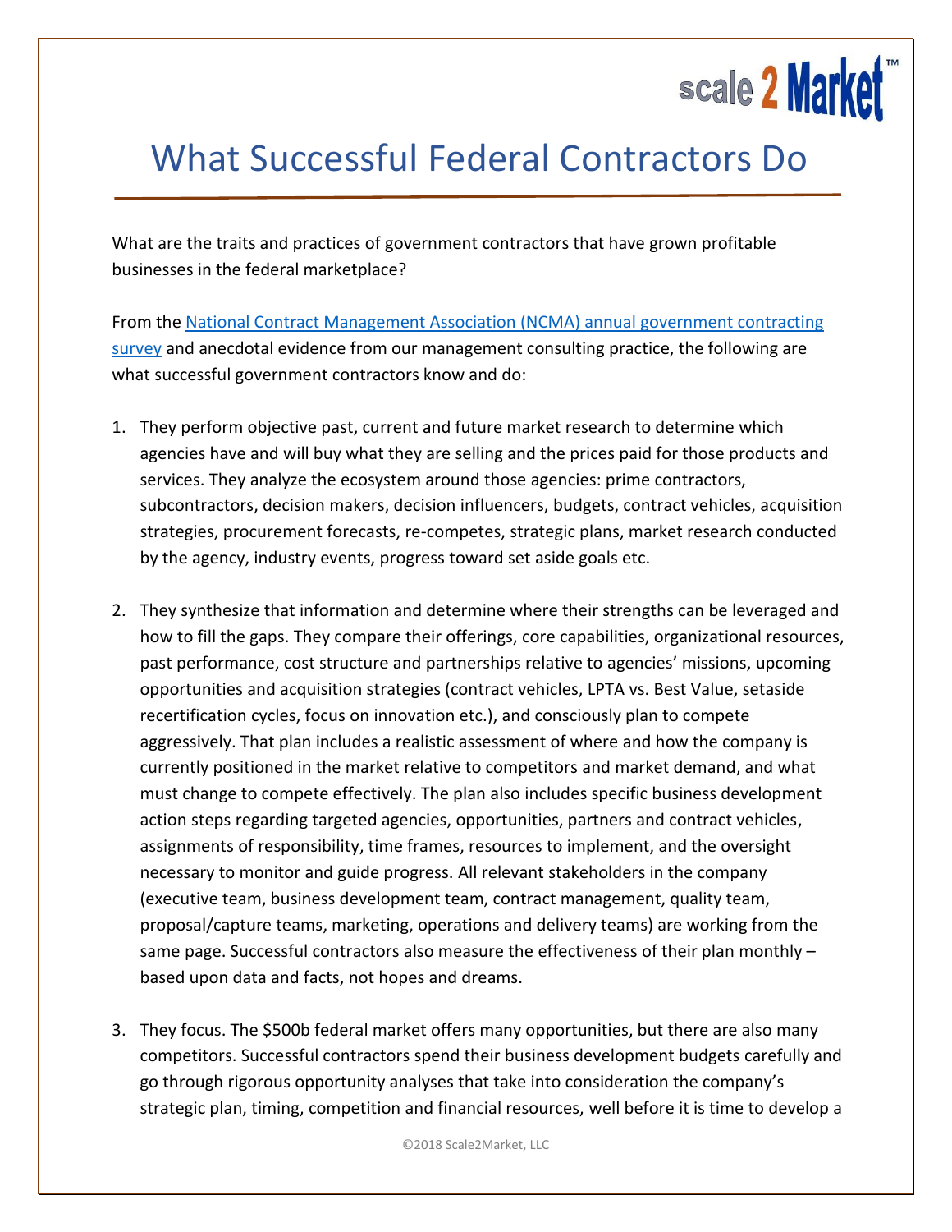# What Successful Federal Contractors Do

What are the traits and practices of government contractors that have grown profitable businesses in the federal marketplace?

From the [National Contract Management Association (NCMA) annual government contracting survey](#) and anecdotal evidence from our management consulting practice, the following are what successful government contractors know and do:

1. They perform objective past, current and future market research to determine which agencies have and will buy what they are selling and the prices paid for those products and services. They analyze the ecosystem around those agencies: prime contractors, subcontractors, decision makers, decision influencers, budgets, contract vehicles, acquisition strategies, procurement forecasts, re-competes, strategic plans, market research conducted by the agency, industry events, progress toward set aside goals etc.

2. They synthesize that information and determine where their strengths can be leveraged and how to fill the gaps. They compare their offerings, core capabilities, organizational resources, past performance, cost structure and partnerships relative to agencies' missions, upcoming opportunities and acquisition strategies (contract vehicles, LPTA vs. Best Value, setaside recertification cycles, focus on innovation etc.), and consciously plan to compete aggressively. That plan includes a realistic assessment of where and how the company is currently positioned in the market relative to competitors and market demand, and what must change to compete effectively. The plan also includes specific business development action steps regarding targeted agencies, opportunities, partners and contract vehicles, assignments of responsibility, time frames, resources to implement, and the oversight necessary to monitor and guide progress. All relevant stakeholders in the company (executive team, business development team, contract management, quality team, proposal/capture teams, marketing, operations and delivery teams) are working from the same page. Successful contractors also measure the effectiveness of their plan monthly – based upon data and facts, not hopes and dreams.

3. They focus. The $500b federal market offers many opportunities, but there are also many competitors. Successful contractors spend their business development budgets carefully and go through rigorous opportunity analyses that take into consideration the company's strategic plan, timing, competition and financial resources, well before it is time to develop a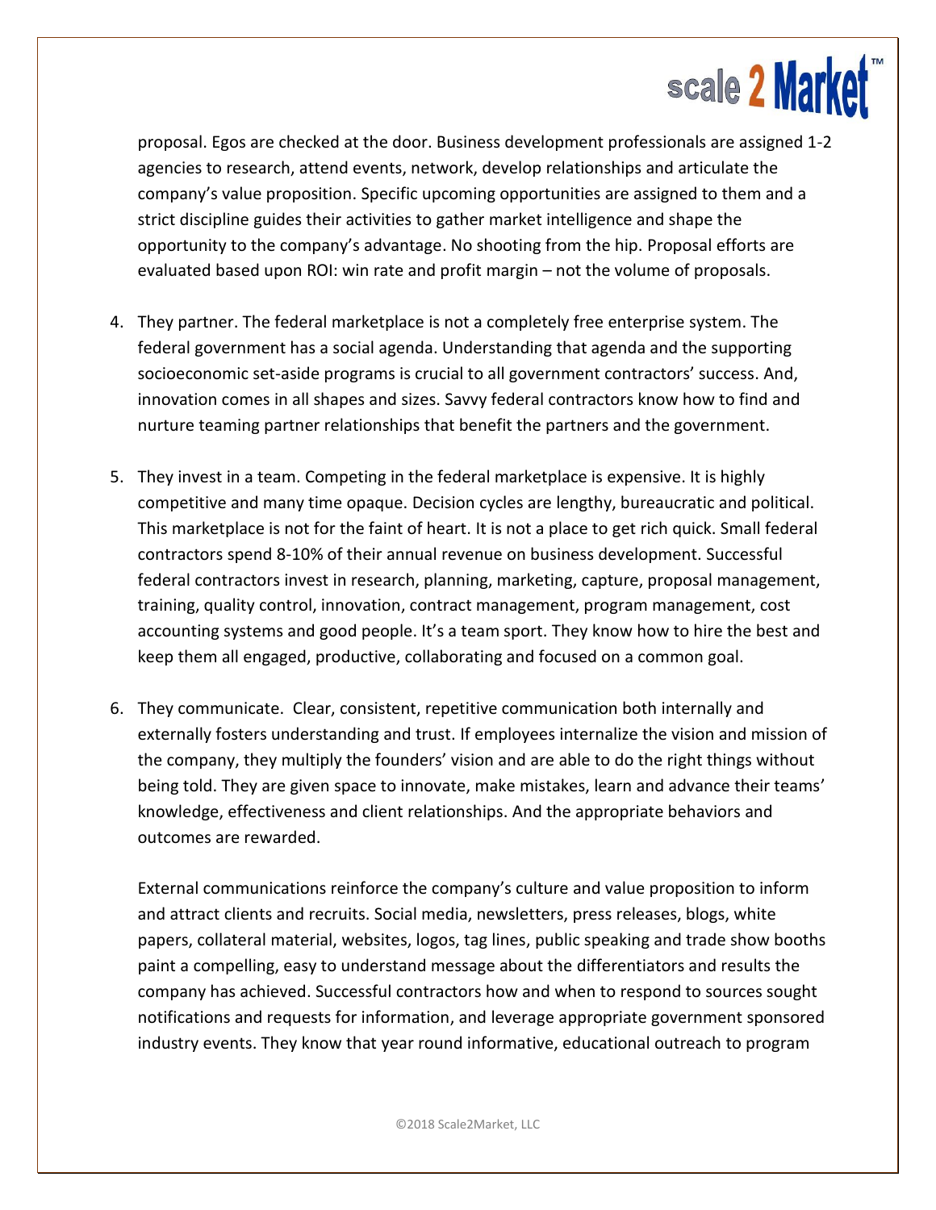proposal. Egos are checked at the door. Business development professionals are assigned 1-2 agencies to research, attend events, network, develop relationships and articulate the company's value proposition. Specific upcoming opportunities are assigned to them and a strict discipline guides their activities to gather market intelligence and shape the opportunity to the company's advantage. No shooting from the hip. Proposal efforts are evaluated based upon ROI: win rate and profit margin – not the volume of proposals.

4. They partner. The federal marketplace is not a completely free enterprise system. The federal government has a social agenda. Understanding that agenda and the supporting socioeconomic set-aside programs is crucial to all government contractors' success. And, innovation comes in all shapes and sizes. Savvy federal contractors know how to find and nurture teaming partner relationships that benefit the partners and the government.

5. They invest in a team. Competing in the federal marketplace is expensive. It is highly competitive and many time opaque. Decision cycles are lengthy, bureaucratic and political. This marketplace is not for the faint of heart. It is not a place to get rich quick. Small federal contractors spend 8-10% of their annual revenue on business development. Successful federal contractors invest in research, planning, marketing, capture, proposal management, training, quality control, innovation, contract management, program management, cost accounting systems and good people. It's a team sport. They know how to hire the best and keep them all engaged, productive, collaborating and focused on a common goal.

6. They communicate. Clear, consistent, repetitive communication both internally and externally fosters understanding and trust. If employees internalize the vision and mission of the company, they multiply the founders' vision and are able to do the right things without being told. They are given space to innovate, make mistakes, learn and advance their teams' knowledge, effectiveness and client relationships. And the appropriate behaviors and outcomes are rewarded.

   External communications reinforce the company's culture and value proposition to inform and attract clients and recruits. Social media, newsletters, press releases, blogs, white papers, collateral material, websites, logos, tag lines, public speaking and trade show booths paint a compelling, easy to understand message about the differentiators and results the company has achieved. Successful contractors how and when to respond to sources sought notifications and requests for information, and leverage appropriate government sponsored industry events. They know that year round informative, educational outreach to program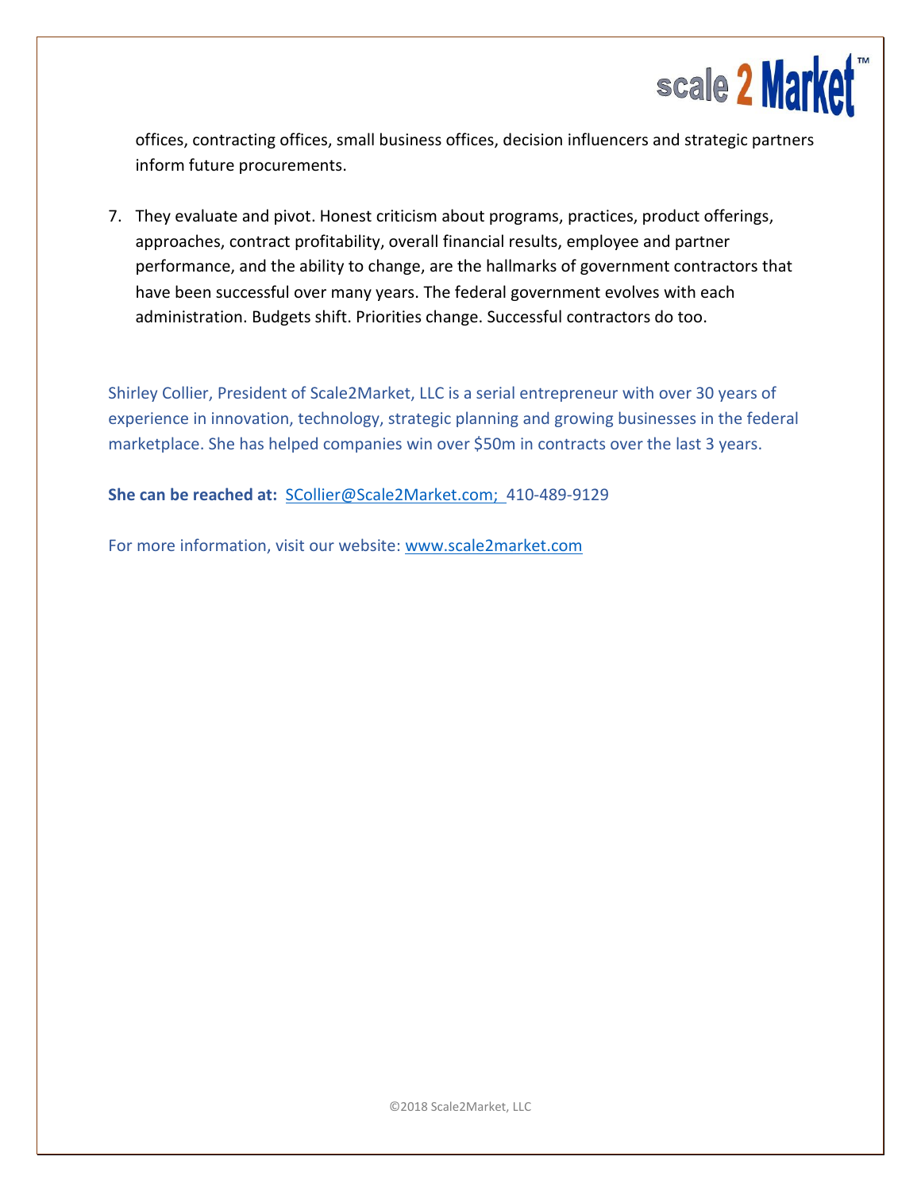offices, contracting offices, small business offices, decision influencers and strategic partners inform future procurements.

7. They evaluate and pivot. Honest criticism about programs, practices, product offerings, approaches, contract profitability, overall financial results, employee and partner performance, and the ability to change, are the hallmarks of government contractors that have been successful over many years. The federal government evolves with each administration. Budgets shift. Priorities change. Successful contractors do too.

Shirley Collier, President of Scale2Market, LLC is a serial entrepreneur with over 30 years of experience in innovation, technology, strategic planning and growing businesses in the federal marketplace. She has helped companies win over $50m in contracts over the last 3 years.

**She can be reached at:** SCollier@Scale2Market.com; 410-489-9129

For more information, visit our website: www.scale2market.com

©2018 Scale2Market, LLC